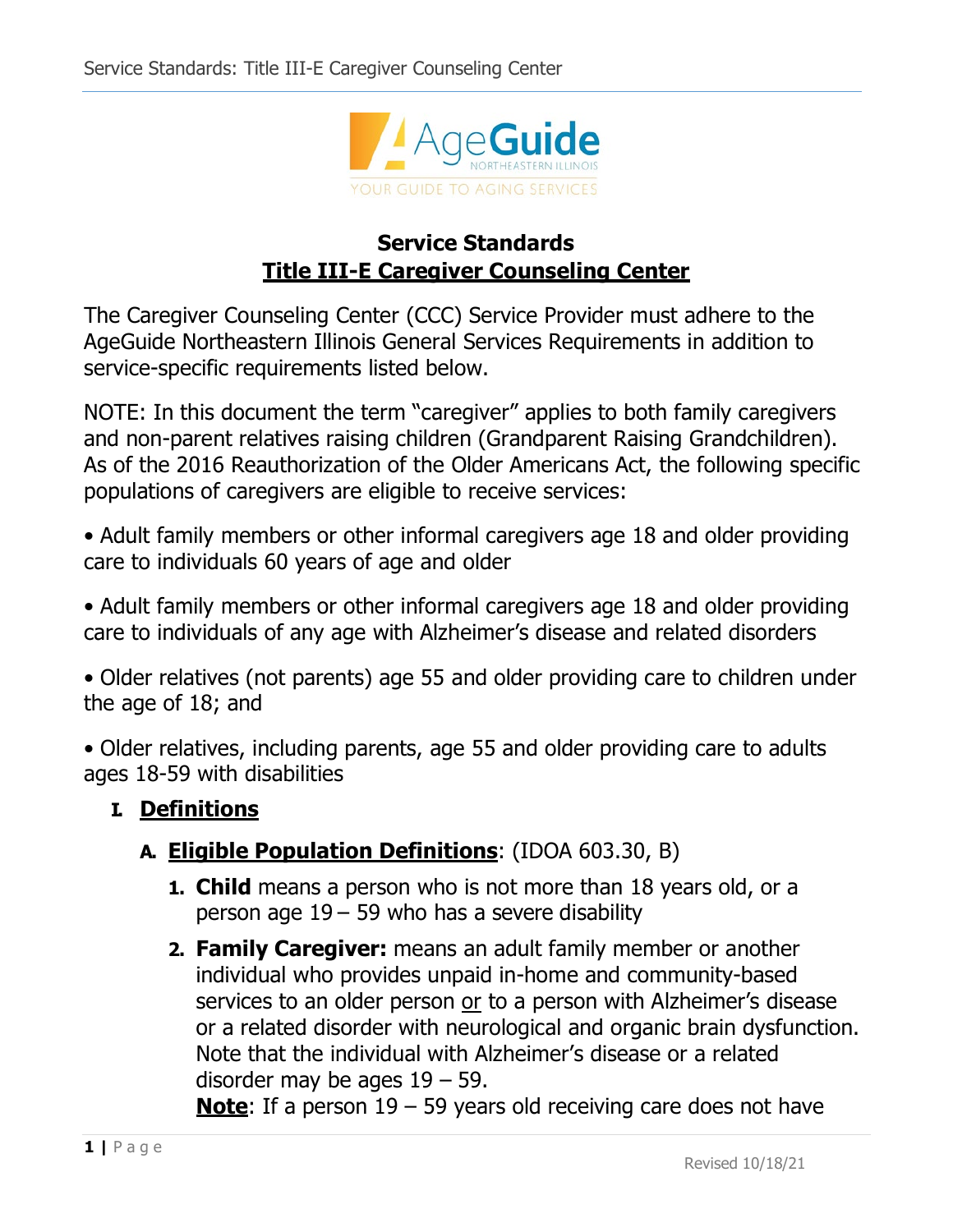# Service Standards

## Title III-E Caregiver Counseling Center

The Caregiver Counseling Center (CCC) Service Provider must adhere to the AgeGuide Northeastern Illinois General Services Requirements in addition to service-specific requirements listed below.

NOTE: In this document the term "caregiver" applies to both family caregivers and non-parent relatives raising children (Grandparent Raising Grandchildren). As of the 2016 Reauthorization of the Older Americans Act, the following specific populations of caregivers are eligible to receive services:

- Adult family members or other informal caregivers age 18 and older providing care to individuals 60 years of age and older
- Adult family members or other informal caregivers age 18 and older providing care to individuals of any age with Alzheimer's disease and related disorders
- Older relatives (not parents) age 55 and older providing care to children under the age of 18; and
- Older relatives, including parents, age 55 and older providing care to adults ages 18-59 with disabilities

### I. Definitions

#### A. Eligible Population Definitions: (IDOA 603.30, B)

1. **Child** means a person who is not more than 18 years old, or a person age 19 – 59 who has a severe disability
2. **Family Caregiver:** means an adult family member or another individual who provides unpaid in-home and community-based services to an older person or to a person with Alzheimer's disease or a related disorder with neurological and organic brain dysfunction. Note that the individual with Alzheimer's disease or a related disorder may be ages 19 – 59.
   **Note**: If a person 19 – 59 years old receiving care does not have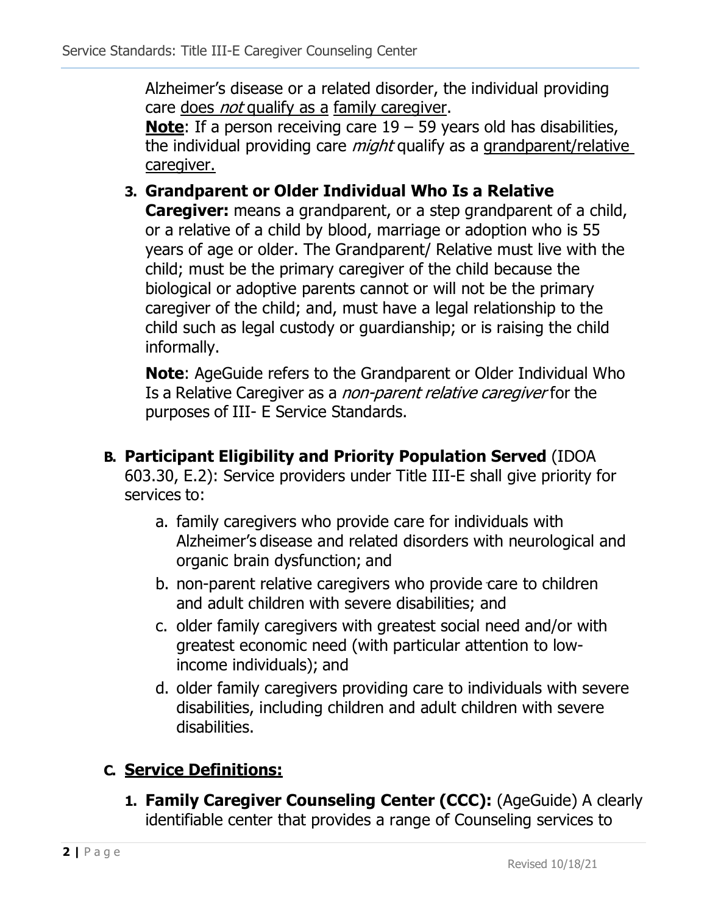Alzheimer's disease or a related disorder, the individual providing care does *not* qualify as a family caregiver.

**Note**: If a person receiving care 19 – 59 years old has disabilities, the individual providing care *might* qualify as a grandparent/relative caregiver.

3. **Grandparent or Older Individual Who Is a Relative Caregiver:** means a grandparent, or a step grandparent of a child, or a relative of a child by blood, marriage or adoption who is 55 years of age or older. The Grandparent/ Relative must live with the child; must be the primary caregiver of the child because the biological or adoptive parents cannot or will not be the primary caregiver of the child; and, must have a legal relationship to the child such as legal custody or guardianship; or is raising the child informally.

   **Note**: AgeGuide refers to the Grandparent or Older Individual Who Is a Relative Caregiver as a *non-parent relative caregiver* for the purposes of III- E Service Standards.

## B. Participant Eligibility and Priority Population Served (IDOA 603.30, E.2): Service providers under Title III-E shall give priority for services to:

a. family caregivers who provide care for individuals with Alzheimer's disease and related disorders with neurological and organic brain dysfunction; and
b. non-parent relative caregivers who provide care to children and adult children with severe disabilities; and
c. older family caregivers with greatest social need and/or with greatest economic need (with particular attention to low-income individuals); and
d. older family caregivers providing care to individuals with severe disabilities, including children and adult children with severe disabilities.

## C. Service Definitions:

1. **Family Caregiver Counseling Center (CCC):** (AgeGuide) A clearly identifiable center that provides a range of Counseling services to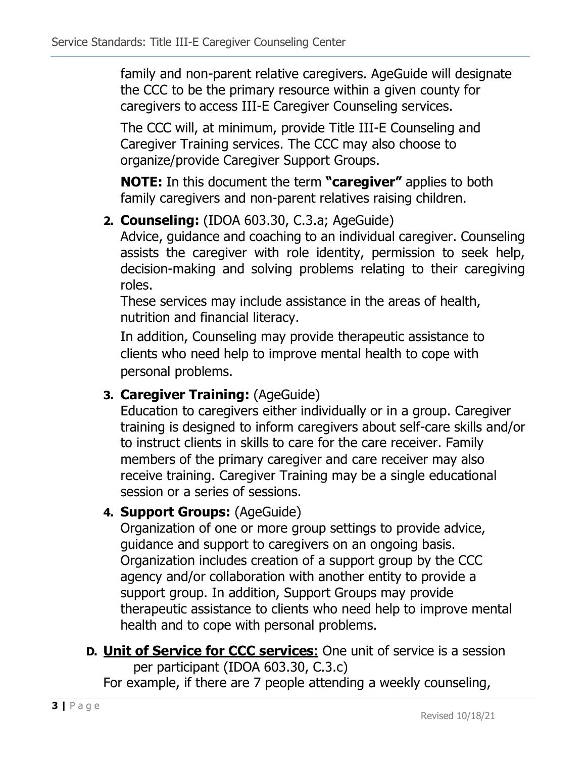family and non-parent relative caregivers. AgeGuide will designate the CCC to be the primary resource within a given county for caregivers to access III-E Caregiver Counseling services.

The CCC will, at minimum, provide Title III-E Counseling and Caregiver Training services. The CCC may also choose to organize/provide Caregiver Support Groups.

**NOTE:** In this document the term **"caregiver"** applies to both family caregivers and non-parent relatives raising children.

2. **Counseling:** (IDOA 603.30, C.3.a; AgeGuide)
   Advice, guidance and coaching to an individual caregiver. Counseling assists the caregiver with role identity, permission to seek help, decision-making and solving problems relating to their caregiving roles.
   These services may include assistance in the areas of health, nutrition and financial literacy.

   In addition, Counseling may provide therapeutic assistance to clients who need help to improve mental health to cope with personal problems.

3. **Caregiver Training:** (AgeGuide)
   Education to caregivers either individually or in a group. Caregiver training is designed to inform caregivers about self-care skills and/or to instruct clients in skills to care for the care receiver. Family members of the primary caregiver and care receiver may also receive training. Caregiver Training may be a single educational session or a series of sessions.

4. **Support Groups:** (AgeGuide)
   Organization of one or more group settings to provide advice, guidance and support to caregivers on an ongoing basis. Organization includes creation of a support group by the CCC agency and/or collaboration with another entity to provide a support group. In addition, Support Groups may provide therapeutic assistance to clients who need help to improve mental health and to cope with personal problems.

**D. <u>Unit of Service for CCC services</u>**: One unit of service is a session per participant (IDOA 603.30, C.3.c)

For example, if there are 7 people attending a weekly counseling,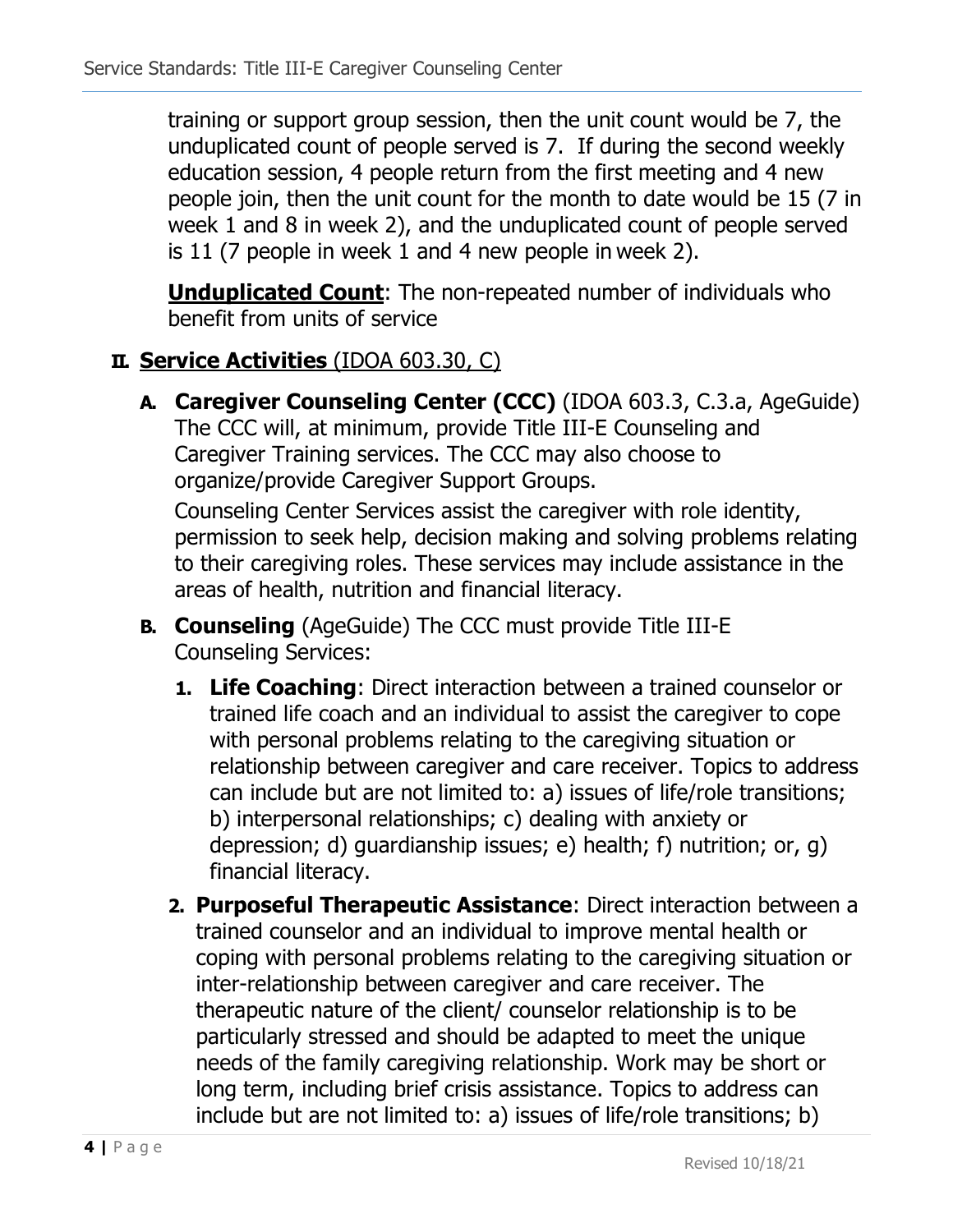training or support group session, then the unit count would be 7, the unduplicated count of people served is 7. If during the second weekly education session, 4 people return from the first meeting and 4 new people join, then the unit count for the month to date would be 15 (7 in week 1 and 8 in week 2), and the unduplicated count of people served is 11 (7 people in week 1 and 4 new people in week 2).

**Unduplicated Count**: The non-repeated number of individuals who benefit from units of service

## II. Service Activities (IDOA 603.30, C)

**A. Caregiver Counseling Center (CCC)** (IDOA 603.3, C.3.a, AgeGuide) The CCC will, at minimum, provide Title III-E Counseling and Caregiver Training services. The CCC may also choose to organize/provide Caregiver Support Groups.

Counseling Center Services assist the caregiver with role identity, permission to seek help, decision making and solving problems relating to their caregiving roles. These services may include assistance in the areas of health, nutrition and financial literacy.

**B. Counseling** (AgeGuide) The CCC must provide Title III-E Counseling Services:

1. **Life Coaching**: Direct interaction between a trained counselor or trained life coach and an individual to assist the caregiver to cope with personal problems relating to the caregiving situation or relationship between caregiver and care receiver. Topics to address can include but are not limited to: a) issues of life/role transitions; b) interpersonal relationships; c) dealing with anxiety or depression; d) guardianship issues; e) health; f) nutrition; or, g) financial literacy.
2. **Purposeful Therapeutic Assistance**: Direct interaction between a trained counselor and an individual to improve mental health or coping with personal problems relating to the caregiving situation or inter-relationship between caregiver and care receiver. The therapeutic nature of the client/ counselor relationship is to be particularly stressed and should be adapted to meet the unique needs of the family caregiving relationship. Work may be short or long term, including brief crisis assistance. Topics to address can include but are not limited to: a) issues of life/role transitions; b)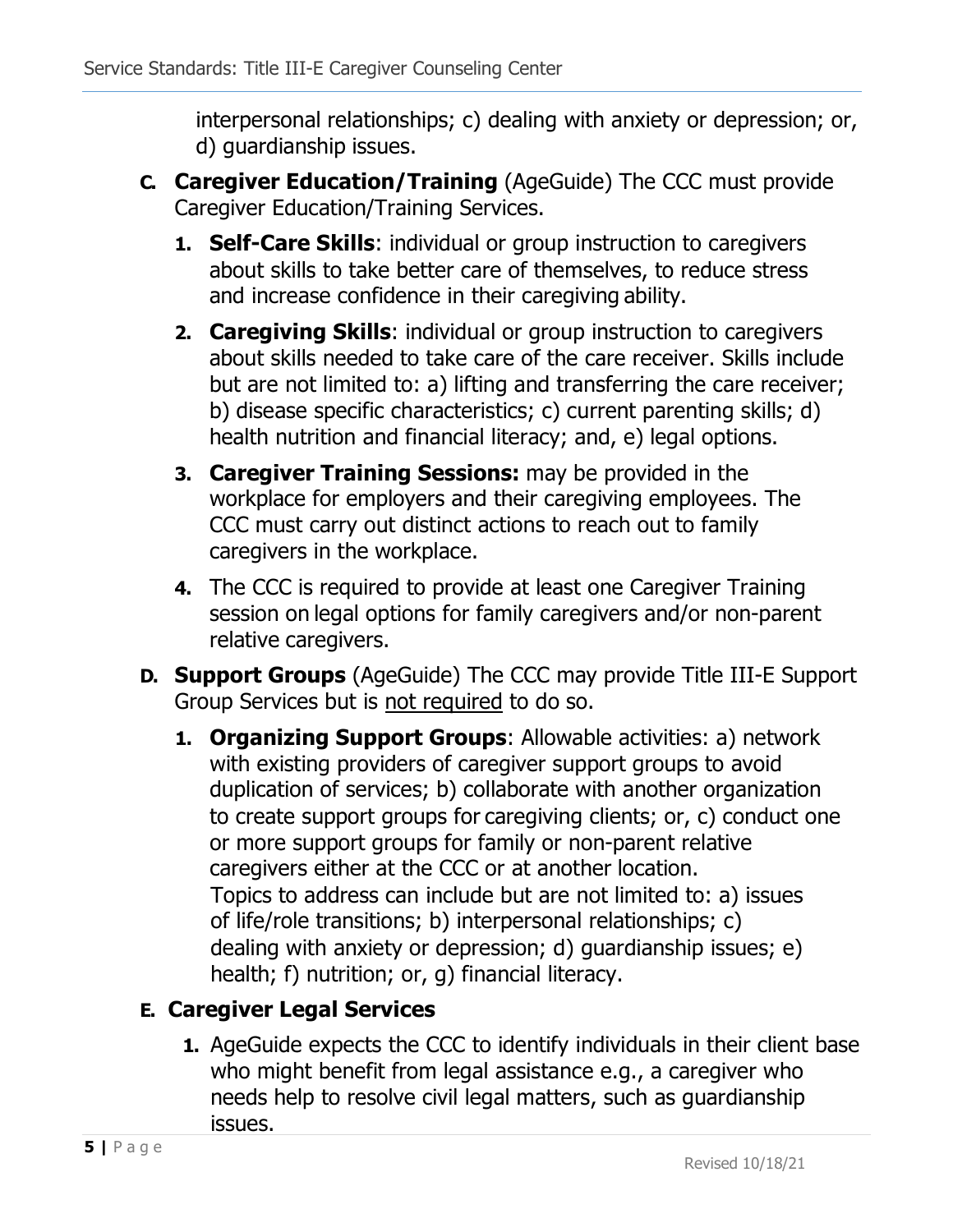interpersonal relationships; c) dealing with anxiety or depression; or, d) guardianship issues.

**C. Caregiver Education/Training** (AgeGuide) The CCC must provide Caregiver Education/Training Services.

1. **Self-Care Skills**: individual or group instruction to caregivers about skills to take better care of themselves, to reduce stress and increase confidence in their caregiving ability.
2. **Caregiving Skills**: individual or group instruction to caregivers about skills needed to take care of the care receiver. Skills include but are not limited to: a) lifting and transferring the care receiver; b) disease specific characteristics; c) current parenting skills; d) health nutrition and financial literacy; and, e) legal options.
3. **Caregiver Training Sessions:** may be provided in the workplace for employers and their caregiving employees. The CCC must carry out distinct actions to reach out to family caregivers in the workplace.
4. The CCC is required to provide at least one Caregiver Training session on legal options for family caregivers and/or non-parent relative caregivers.

**D. Support Groups** (AgeGuide) The CCC may provide Title III-E Support Group Services but is <u>not required</u> to do so.

1. **Organizing Support Groups**: Allowable activities: a) network with existing providers of caregiver support groups to avoid duplication of services; b) collaborate with another organization to create support groups for caregiving clients; or, c) conduct one or more support groups for family or non-parent relative caregivers either at the CCC or at another location.
   Topics to address can include but are not limited to: a) issues of life/role transitions; b) interpersonal relationships; c) dealing with anxiety or depression; d) guardianship issues; e) health; f) nutrition; or, g) financial literacy.

**E. Caregiver Legal Services**

1. AgeGuide expects the CCC to identify individuals in their client base who might benefit from legal assistance e.g., a caregiver who needs help to resolve civil legal matters, such as guardianship issues.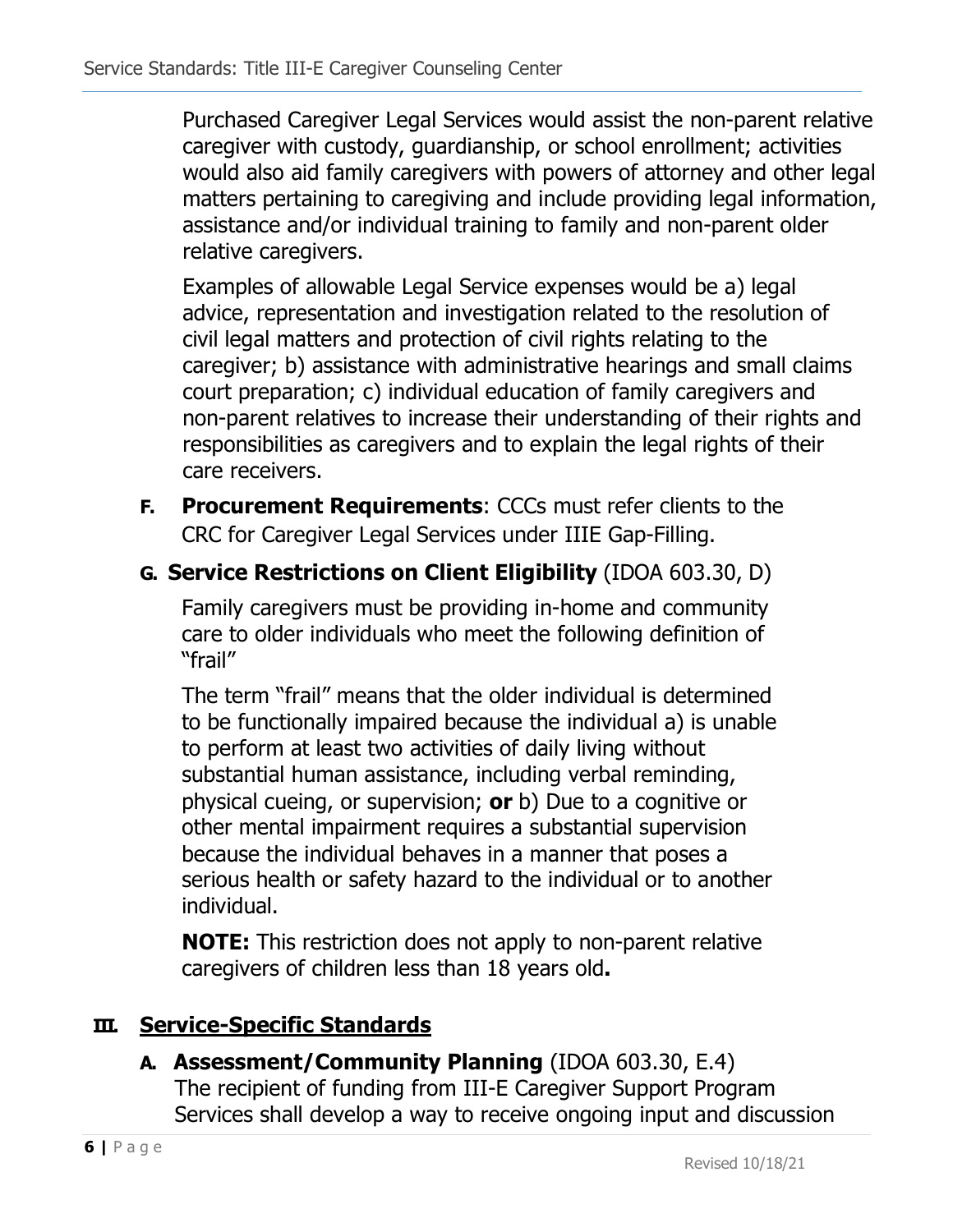Purchased Caregiver Legal Services would assist the non-parent relative caregiver with custody, guardianship, or school enrollment; activities would also aid family caregivers with powers of attorney and other legal matters pertaining to caregiving and include providing legal information, assistance and/or individual training to family and non-parent older relative caregivers.

Examples of allowable Legal Service expenses would be a) legal advice, representation and investigation related to the resolution of civil legal matters and protection of civil rights relating to the caregiver; b) assistance with administrative hearings and small claims court preparation; c) individual education of family caregivers and non-parent relatives to increase their understanding of their rights and responsibilities as caregivers and to explain the legal rights of their care receivers.

**F. Procurement Requirements**: CCCs must refer clients to the CRC for Caregiver Legal Services under IIIE Gap-Filling.

**G. Service Restrictions on Client Eligibility** (IDOA 603.30, D)

Family caregivers must be providing in-home and community care to older individuals who meet the following definition of "frail"

The term "frail" means that the older individual is determined to be functionally impaired because the individual a) is unable to perform at least two activities of daily living without substantial human assistance, including verbal reminding, physical cueing, or supervision; **or** b) Due to a cognitive or other mental impairment requires a substantial supervision because the individual behaves in a manner that poses a serious health or safety hazard to the individual or to another individual.

**NOTE:** This restriction does not apply to non-parent relative caregivers of children less than 18 years old**.**

## III. Service-Specific Standards

**A. Assessment/Community Planning** (IDOA 603.30, E.4)
The recipient of funding from III-E Caregiver Support Program Services shall develop a way to receive ongoing input and discussion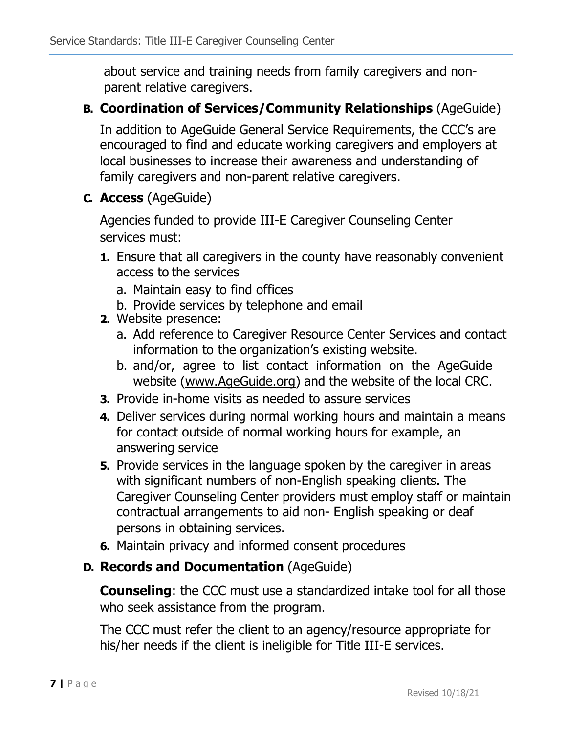about service and training needs from family caregivers and non-parent relative caregivers.

**B. Coordination of Services/Community Relationships** (AgeGuide)

In addition to AgeGuide General Service Requirements, the CCC's are encouraged to find and educate working caregivers and employers at local businesses to increase their awareness and understanding of family caregivers and non-parent relative caregivers.

**C. Access** (AgeGuide)

Agencies funded to provide III-E Caregiver Counseling Center services must:

1. Ensure that all caregivers in the county have reasonably convenient access to the services
   a. Maintain easy to find offices
   b. Provide services by telephone and email
2. Website presence:
   a. Add reference to Caregiver Resource Center Services and contact information to the organization's existing website.
   b. and/or, agree to list contact information on the AgeGuide website (www.AgeGuide.org) and the website of the local CRC.
3. Provide in-home visits as needed to assure services
4. Deliver services during normal working hours and maintain a means for contact outside of normal working hours for example, an answering service
5. Provide services in the language spoken by the caregiver in areas with significant numbers of non-English speaking clients. The Caregiver Counseling Center providers must employ staff or maintain contractual arrangements to aid non- English speaking or deaf persons in obtaining services.
6. Maintain privacy and informed consent procedures

**D. Records and Documentation** (AgeGuide)

**Counseling**: the CCC must use a standardized intake tool for all those who seek assistance from the program.

The CCC must refer the client to an agency/resource appropriate for his/her needs if the client is ineligible for Title III-E services.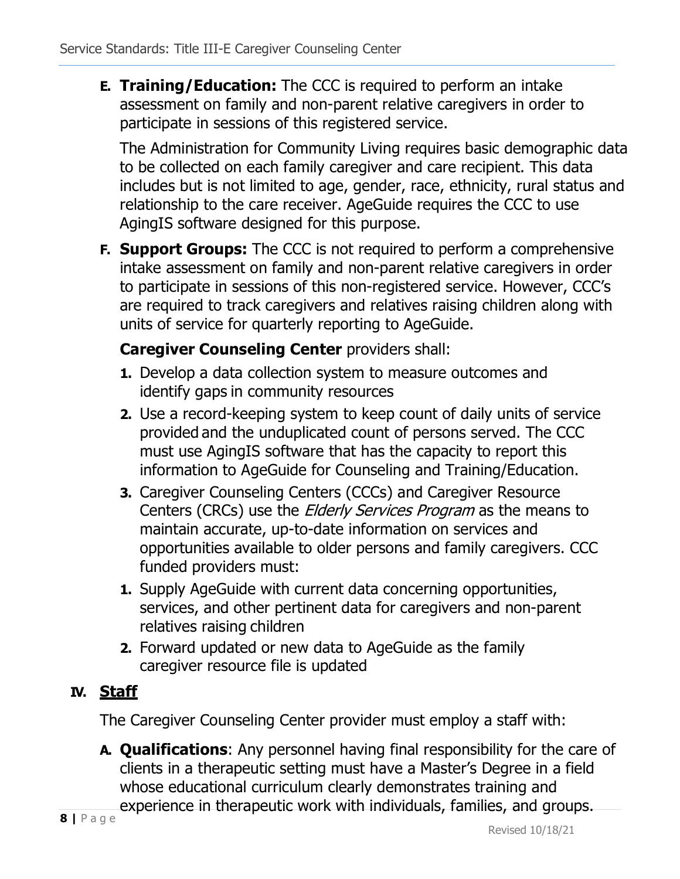**E. Training/Education:** The CCC is required to perform an intake assessment on family and non-parent relative caregivers in order to participate in sessions of this registered service.

The Administration for Community Living requires basic demographic data to be collected on each family caregiver and care recipient. This data includes but is not limited to age, gender, race, ethnicity, rural status and relationship to the care receiver. AgeGuide requires the CCC to use AgingIS software designed for this purpose.

**F. Support Groups:** The CCC is not required to perform a comprehensive intake assessment on family and non-parent relative caregivers in order to participate in sessions of this non-registered service. However, CCC's are required to track caregivers and relatives raising children along with units of service for quarterly reporting to AgeGuide.

**Caregiver Counseling Center** providers shall:

1. Develop a data collection system to measure outcomes and identify gaps in community resources
2. Use a record-keeping system to keep count of daily units of service provided and the unduplicated count of persons served. The CCC must use AgingIS software that has the capacity to report this information to AgeGuide for Counseling and Training/Education.
3. Caregiver Counseling Centers (CCCs) and Caregiver Resource Centers (CRCs) use the *Elderly Services Program* as the means to maintain accurate, up-to-date information on services and opportunities available to older persons and family caregivers. CCC funded providers must:

1. Supply AgeGuide with current data concerning opportunities, services, and other pertinent data for caregivers and non-parent relatives raising children
2. Forward updated or new data to AgeGuide as the family caregiver resource file is updated

## IV. Staff

The Caregiver Counseling Center provider must employ a staff with:

**A. Qualifications**: Any personnel having final responsibility for the care of clients in a therapeutic setting must have a Master's Degree in a field whose educational curriculum clearly demonstrates training and experience in therapeutic work with individuals, families, and groups.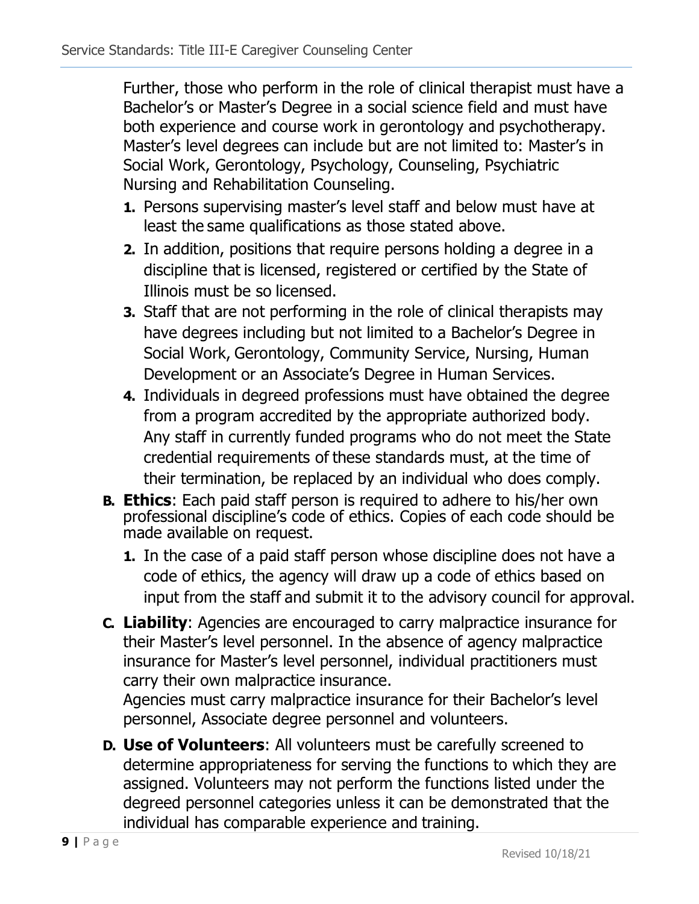Further, those who perform in the role of clinical therapist must have a Bachelor's or Master's Degree in a social science field and must have both experience and course work in gerontology and psychotherapy. Master's level degrees can include but are not limited to: Master's in Social Work, Gerontology, Psychology, Counseling, Psychiatric Nursing and Rehabilitation Counseling.

1. Persons supervising master's level staff and below must have at least the same qualifications as those stated above.
2. In addition, positions that require persons holding a degree in a discipline that is licensed, registered or certified by the State of Illinois must be so licensed.
3. Staff that are not performing in the role of clinical therapists may have degrees including but not limited to a Bachelor's Degree in Social Work, Gerontology, Community Service, Nursing, Human Development or an Associate's Degree in Human Services.
4. Individuals in degreed professions must have obtained the degree from a program accredited by the appropriate authorized body. Any staff in currently funded programs who do not meet the State credential requirements of these standards must, at the time of their termination, be replaced by an individual who does comply.

**B. Ethics**: Each paid staff person is required to adhere to his/her own professional discipline's code of ethics. Copies of each code should be made available on request.

1. In the case of a paid staff person whose discipline does not have a code of ethics, the agency will draw up a code of ethics based on input from the staff and submit it to the advisory council for approval.

**C. Liability**: Agencies are encouraged to carry malpractice insurance for their Master's level personnel. In the absence of agency malpractice insurance for Master's level personnel, individual practitioners must carry their own malpractice insurance.
Agencies must carry malpractice insurance for their Bachelor's level personnel, Associate degree personnel and volunteers.

**D. Use of Volunteers**: All volunteers must be carefully screened to determine appropriateness for serving the functions to which they are assigned. Volunteers may not perform the functions listed under the degreed personnel categories unless it can be demonstrated that the individual has comparable experience and training.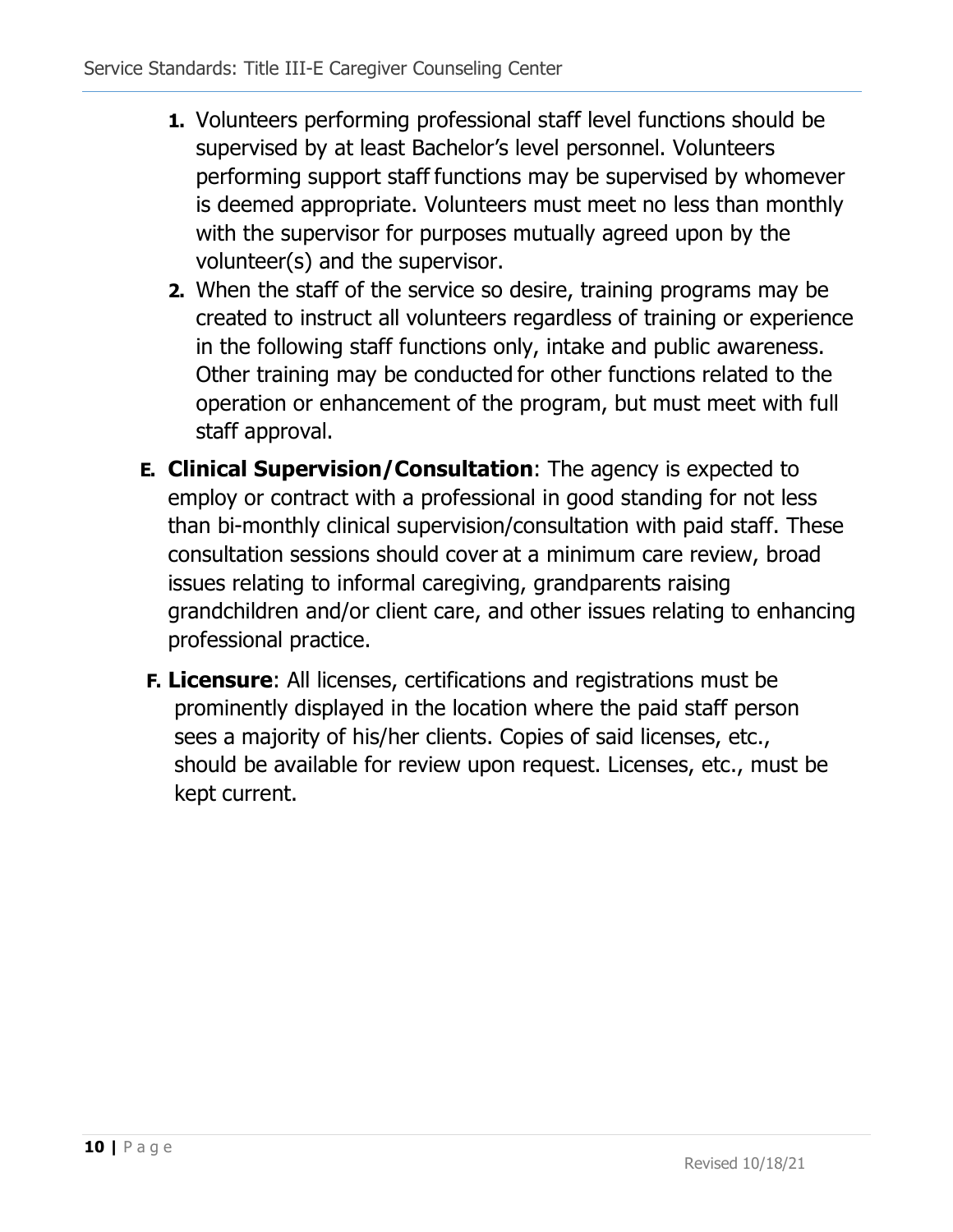1. Volunteers performing professional staff level functions should be supervised by at least Bachelor's level personnel. Volunteers performing support staff functions may be supervised by whomever is deemed appropriate. Volunteers must meet no less than monthly with the supervisor for purposes mutually agreed upon by the volunteer(s) and the supervisor.
2. When the staff of the service so desire, training programs may be created to instruct all volunteers regardless of training or experience in the following staff functions only, intake and public awareness. Other training may be conducted for other functions related to the operation or enhancement of the program, but must meet with full staff approval.

**E. Clinical Supervision/Consultation**: The agency is expected to employ or contract with a professional in good standing for not less than bi-monthly clinical supervision/consultation with paid staff. These consultation sessions should cover at a minimum care review, broad issues relating to informal caregiving, grandparents raising grandchildren and/or client care, and other issues relating to enhancing professional practice.

**F. Licensure**: All licenses, certifications and registrations must be prominently displayed in the location where the paid staff person sees a majority of his/her clients. Copies of said licenses, etc., should be available for review upon request. Licenses, etc., must be kept current.